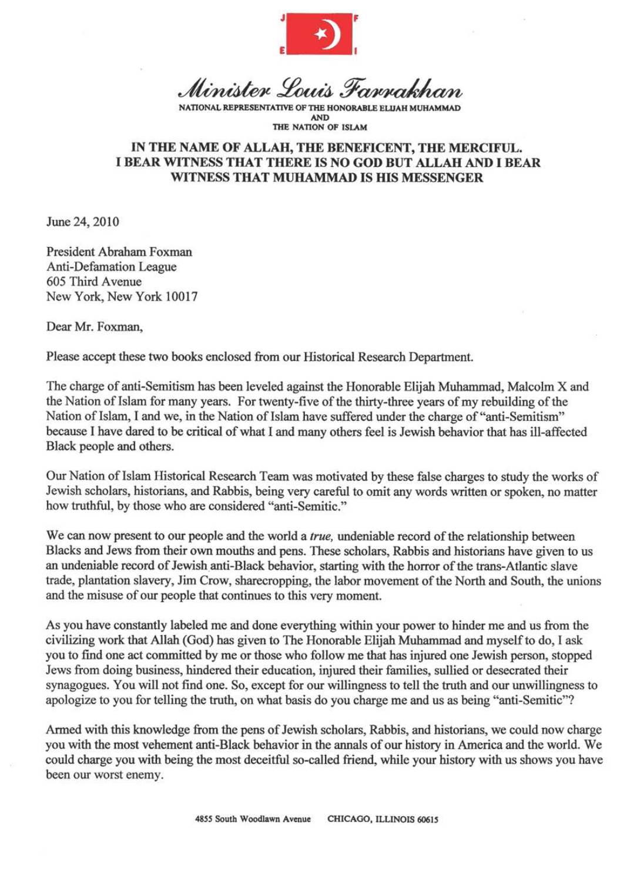# Minister Louis Farrakhan

NATIONAL REPRESENTATIVE OF THE HONORABLE ELIJAH MUHAMMAD
AND
THE NATION OF ISLAM

**IN THE NAME OF ALLAH, THE BENEFICENT, THE MERCIFUL.
I BEAR WITNESS THAT THERE IS NO GOD BUT ALLAH AND I BEAR WITNESS THAT MUHAMMAD IS HIS MESSENGER**

June 24, 2010

President Abraham Foxman
Anti-Defamation League
605 Third Avenue
New York, New York 10017

Dear Mr. Foxman,

Please accept these two books enclosed from our Historical Research Department.

The charge of anti-Semitism has been leveled against the Honorable Elijah Muhammad, Malcolm X and the Nation of Islam for many years. For twenty-five of the thirty-three years of my rebuilding of the Nation of Islam, I and we, in the Nation of Islam have suffered under the charge of "anti-Semitism" because I have dared to be critical of what I and many others feel is Jewish behavior that has ill-affected Black people and others.

Our Nation of Islam Historical Research Team was motivated by these false charges to study the works of Jewish scholars, historians, and Rabbis, being very careful to omit any words written or spoken, no matter how truthful, by those who are considered "anti-Semitic."

We can now present to our people and the world a *true,* undeniable record of the relationship between Blacks and Jews from their own mouths and pens. These scholars, Rabbis and historians have given to us an undeniable record of Jewish anti-Black behavior, starting with the horror of the trans-Atlantic slave trade, plantation slavery, Jim Crow, sharecropping, the labor movement of the North and South, the unions and the misuse of our people that continues to this very moment.

As you have constantly labeled me and done everything within your power to hinder me and us from the civilizing work that Allah (God) has given to The Honorable Elijah Muhammad and myself to do, I ask you to find one act committed by me or those who follow me that has injured one Jewish person, stopped Jews from doing business, hindered their education, injured their families, sullied or desecrated their synagogues. You will not find one. So, except for our willingness to tell the truth and our unwillingness to apologize to you for telling the truth, on what basis do you charge me and us as being "anti-Semitic"?

Armed with this knowledge from the pens of Jewish scholars, Rabbis, and historians, we could now charge you with the most vehement anti-Black behavior in the annals of our history in America and the world. We could charge you with being the most deceitful so-called friend, while your history with us shows you have been our worst enemy.

4855 South Woodlawn Avenue CHICAGO, ILLINOIS 60615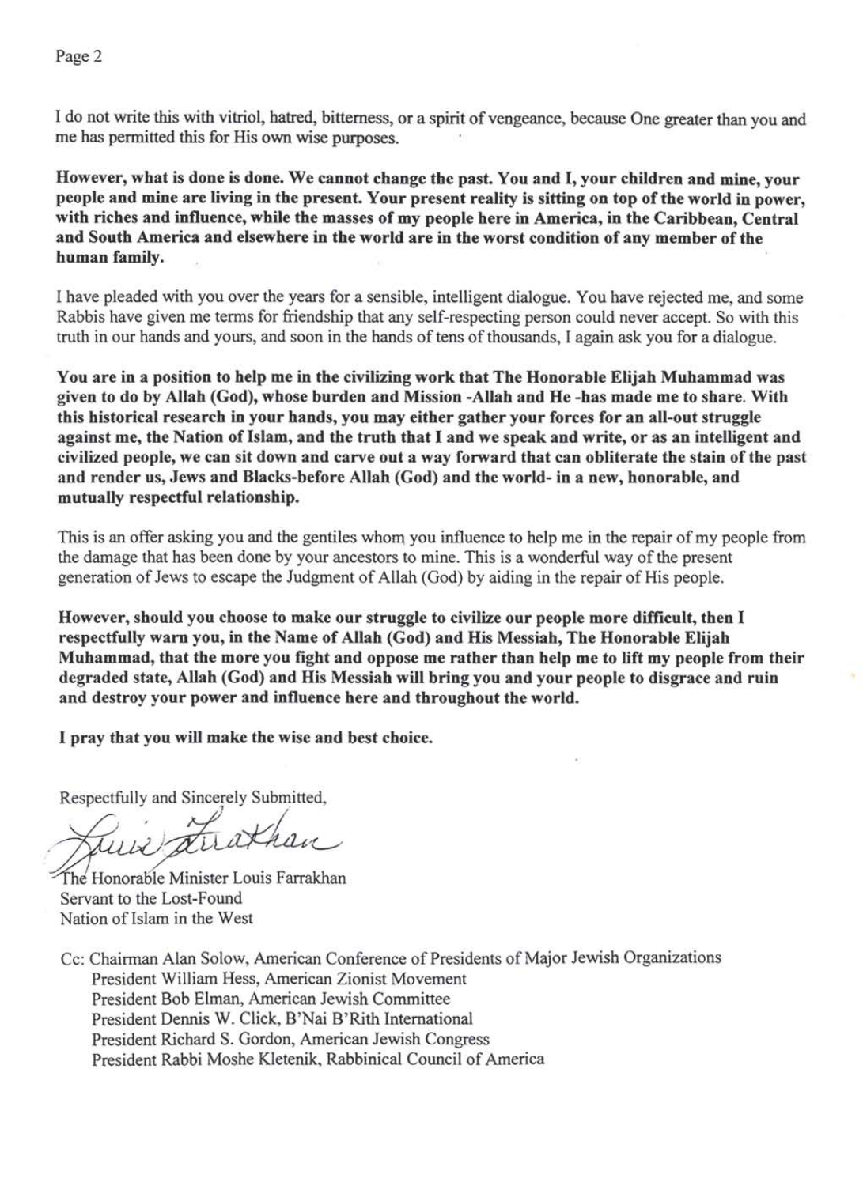I do not write this with vitriol, hatred, bitterness, or a spirit of vengeance, because One greater than you and me has permitted this for His own wise purposes.

**However, what is done is done. We cannot change the past. You and I, your children and mine, your people and mine are living in the present. Your present reality is sitting on top of the world in power, with riches and influence, while the masses of my people here in America, in the Caribbean, Central and South America and elsewhere in the world are in the worst condition of any member of the human family.**

I have pleaded with you over the years for a sensible, intelligent dialogue. You have rejected me, and some Rabbis have given me terms for friendship that any self-respecting person could never accept. So with this truth in our hands and yours, and soon in the hands of tens of thousands, I again ask you for a dialogue.

**You are in a position to help me in the civilizing work that The Honorable Elijah Muhammad was given to do by Allah (God), whose burden and Mission -Allah and He -has made me to share. With this historical research in your hands, you may either gather your forces for an all-out struggle against me, the Nation of Islam, and the truth that I and we speak and write, or as an intelligent and civilized people, we can sit down and carve out a way forward that can obliterate the stain of the past and render us, Jews and Blacks-before Allah (God) and the world- in a new, honorable, and mutually respectful relationship.**

This is an offer asking you and the gentiles whom you influence to help me in the repair of my people from the damage that has been done by your ancestors to mine. This is a wonderful way of the present generation of Jews to escape the Judgment of Allah (God) by aiding in the repair of His people.

**However, should you choose to make our struggle to civilize our people more difficult, then I respectfully warn you, in the Name of Allah (God) and His Messiah, The Honorable Elijah Muhammad, that the more you fight and oppose me rather than help me to lift my people from their degraded state, Allah (God) and His Messiah will bring you and your people to disgrace and ruin and destroy your power and influence here and throughout the world.**

**I pray that you will make the wise and best choice.**

Respectfully and Sincerely Submitted,

Louis Farrakhan

The Honorable Minister Louis Farrakhan
Servant to the Lost-Found
Nation of Islam in the West

Cc: Chairman Alan Solow, American Conference of Presidents of Major Jewish Organizations
President William Hess, American Zionist Movement
President Bob Elman, American Jewish Committee
President Dennis W. Click, B'Nai B'Rith International
President Richard S. Gordon, American Jewish Congress
President Rabbi Moshe Kletenik, Rabbinical Council of America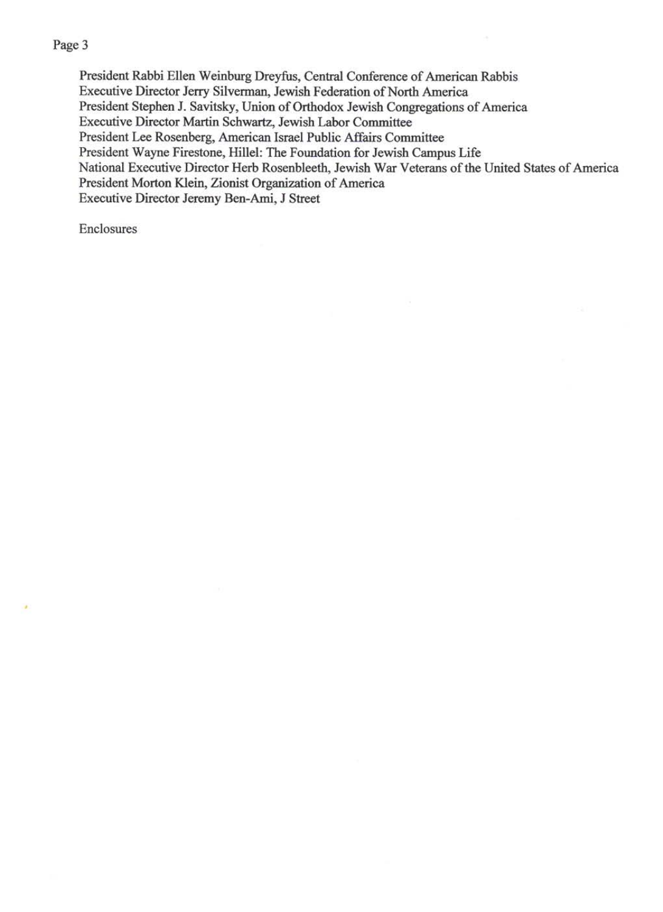President Rabbi Ellen Weinburg Dreyfus, Central Conference of American Rabbis
Executive Director Jerry Silverman, Jewish Federation of North America
President Stephen J. Savitsky, Union of Orthodox Jewish Congregations of America
Executive Director Martin Schwartz, Jewish Labor Committee
President Lee Rosenberg, American Israel Public Affairs Committee
President Wayne Firestone, Hillel: The Foundation for Jewish Campus Life
National Executive Director Herb Rosenbleeth, Jewish War Veterans of the United States of America
President Morton Klein, Zionist Organization of America
Executive Director Jeremy Ben-Ami, J Street

Enclosures